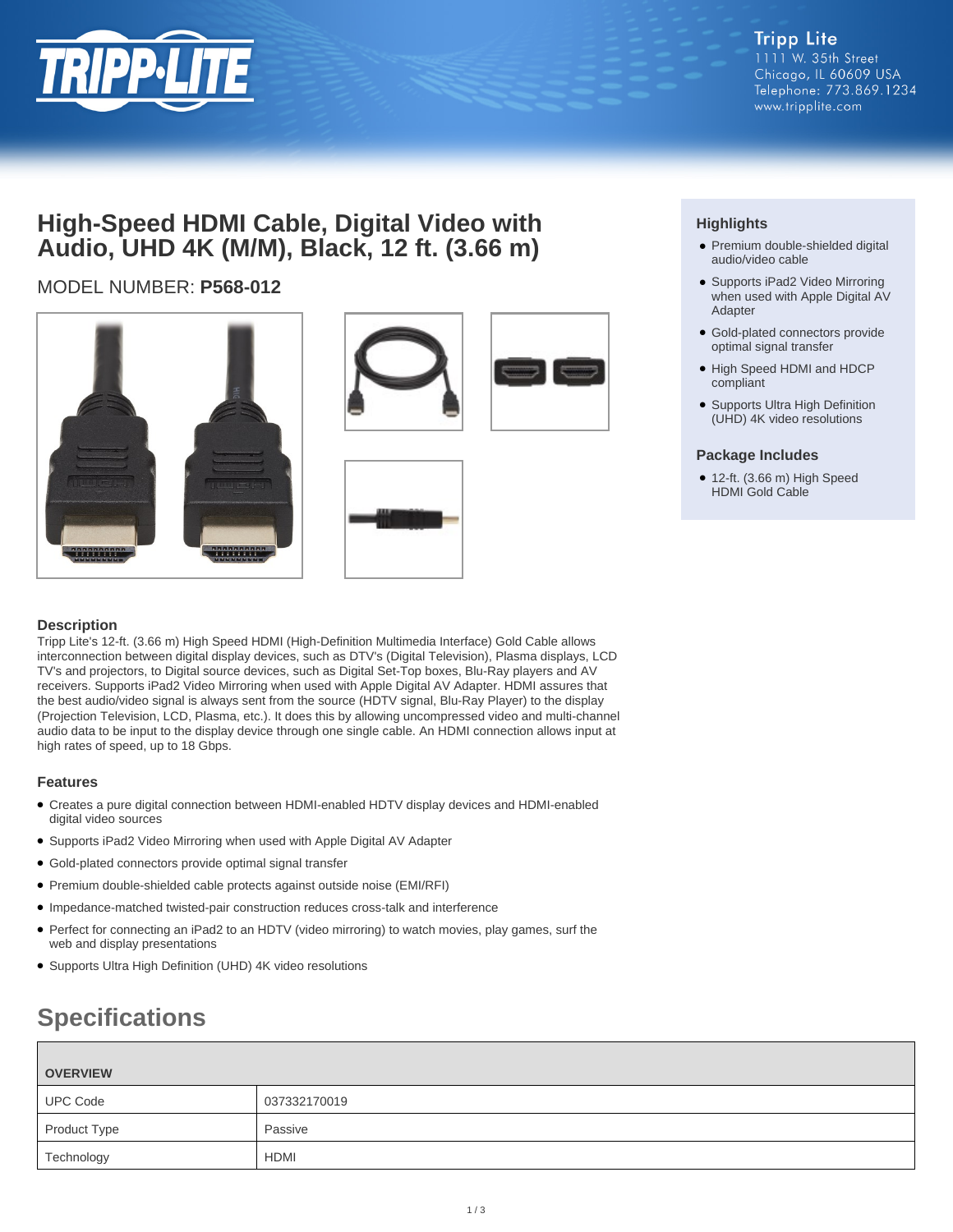Tripp Lite
1111 W. 35th Street
Chicago, IL 60609 USA
Telephone: 773.869.1234
www.tripplite.com

# High-Speed HDMI Cable, Digital Video with Audio, UHD 4K (M/M), Black, 12 ft. (3.66 m)

MODEL NUMBER: **P568-012**

## Highlights

- Premium double-shielded digital audio/video cable
- Supports iPad2 Video Mirroring when used with Apple Digital AV Adapter
- Gold-plated connectors provide optimal signal transfer
- High Speed HDMI and HDCP compliant
- Supports Ultra High Definition (UHD) 4K video resolutions

## Package Includes

- 12-ft. (3.66 m) High Speed HDMI Gold Cable

## Description

Tripp Lite's 12-ft. (3.66 m) High Speed HDMI (High-Definition Multimedia Interface) Gold Cable allows interconnection between digital display devices, such as DTV's (Digital Television), Plasma displays, LCD TV's and projectors, to Digital source devices, such as Digital Set-Top boxes, Blu-Ray players and AV receivers. Supports iPad2 Video Mirroring when used with Apple Digital AV Adapter. HDMI assures that the best audio/video signal is always sent from the source (HDTV signal, Blu-Ray Player) to the display (Projection Television, LCD, Plasma, etc.). It does this by allowing uncompressed video and multi-channel audio data to be input to the display device through one single cable. An HDMI connection allows input at high rates of speed, up to 18 Gbps.

## Features

- Creates a pure digital connection between HDMI-enabled HDTV display devices and HDMI-enabled digital video sources
- Supports iPad2 Video Mirroring when used with Apple Digital AV Adapter
- Gold-plated connectors provide optimal signal transfer
- Premium double-shielded cable protects against outside noise (EMI/RFI)
- Impedance-matched twisted-pair construction reduces cross-talk and interference
- Perfect for connecting an iPad2 to an HDTV (video mirroring) to watch movies, play games, surf the web and display presentations
- Supports Ultra High Definition (UHD) 4K video resolutions

# Specifications

| OVERVIEW | |
|---|---|
| UPC Code | 037332170019 |
| Product Type | Passive |
| Technology | HDMI |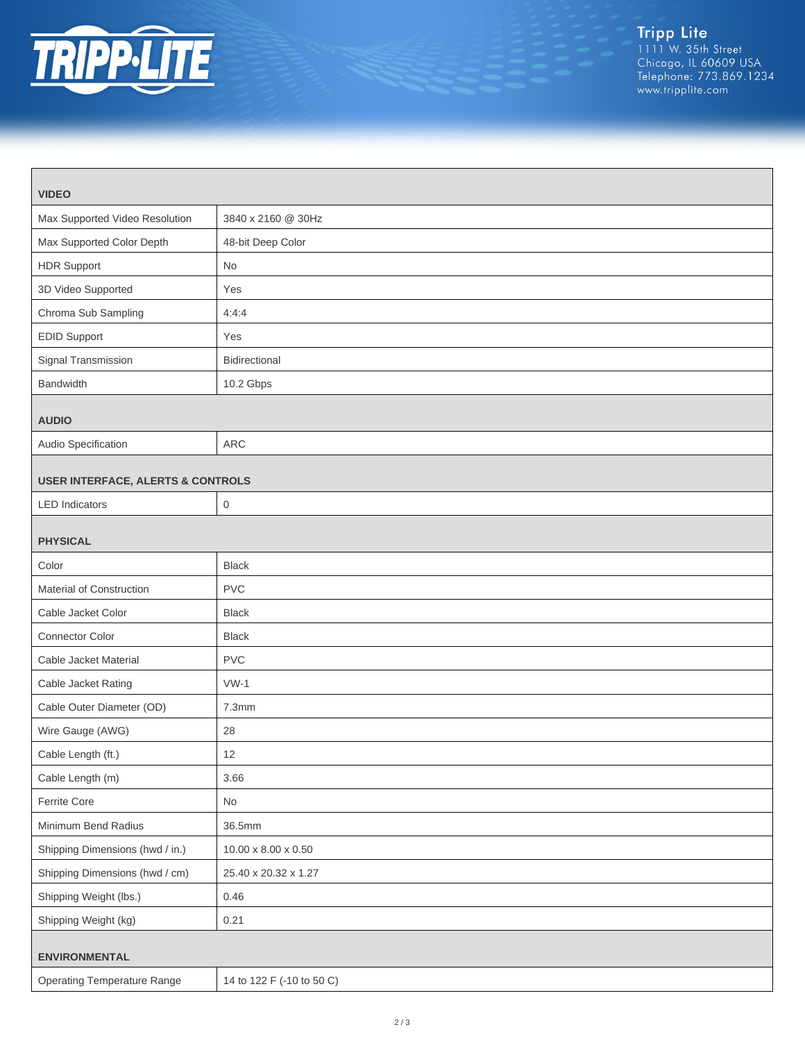| VIDEO | |
|---|---|
| Max Supported Video Resolution | 3840 x 2160 @ 30Hz |
| Max Supported Color Depth | 48-bit Deep Color |
| HDR Support | No |
| 3D Video Supported | Yes |
| Chroma Sub Sampling | 4:4:4 |
| EDID Support | Yes |
| Signal Transmission | Bidirectional |
| Bandwidth | 10.2 Gbps |
| **AUDIO** | |
| Audio Specification | ARC |
| **USER INTERFACE, ALERTS & CONTROLS** | |
| LED Indicators | 0 |
| **PHYSICAL** | |
| Color | Black |
| Material of Construction | PVC |
| Cable Jacket Color | Black |
| Connector Color | Black |
| Cable Jacket Material | PVC |
| Cable Jacket Rating | VW-1 |
| Cable Outer Diameter (OD) | 7.3mm |
| Wire Gauge (AWG) | 28 |
| Cable Length (ft.) | 12 |
| Cable Length (m) | 3.66 |
| Ferrite Core | No |
| Minimum Bend Radius | 36.5mm |
| Shipping Dimensions (hwd / in.) | 10.00 x 8.00 x 0.50 |
| Shipping Dimensions (hwd / cm) | 25.40 x 20.32 x 1.27 |
| Shipping Weight (lbs.) | 0.46 |
| Shipping Weight (kg) | 0.21 |
| **ENVIRONMENTAL** | |
| Operating Temperature Range | 14 to 122 F (-10 to 50 C) |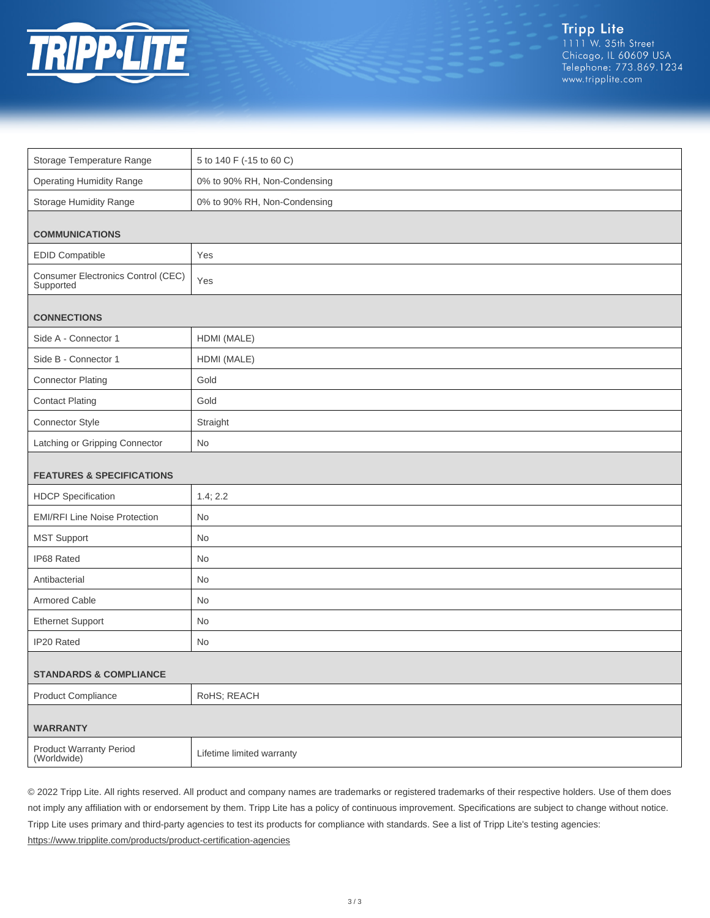| | |
|---|---|
| Storage Temperature Range | 5 to 140 F (-15 to 60 C) |
| Operating Humidity Range | 0% to 90% RH, Non-Condensing |
| Storage Humidity Range | 0% to 90% RH, Non-Condensing |
| **COMMUNICATIONS** | |
| EDID Compatible | Yes |
| Consumer Electronics Control (CEC) Supported | Yes |
| **CONNECTIONS** | |
| Side A - Connector 1 | HDMI (MALE) |
| Side B - Connector 1 | HDMI (MALE) |
| Connector Plating | Gold |
| Contact Plating | Gold |
| Connector Style | Straight |
| Latching or Gripping Connector | No |
| **FEATURES & SPECIFICATIONS** | |
| HDCP Specification | 1.4; 2.2 |
| EMI/RFI Line Noise Protection | No |
| MST Support | No |
| IP68 Rated | No |
| Antibacterial | No |
| Armored Cable | No |
| Ethernet Support | No |
| IP20 Rated | No |
| **STANDARDS & COMPLIANCE** | |
| Product Compliance | RoHS; REACH |
| **WARRANTY** | |
| Product Warranty Period (Worldwide) | Lifetime limited warranty |

© 2022 Tripp Lite. All rights reserved. All product and company names are trademarks or registered trademarks of their respective holders. Use of them does not imply any affiliation with or endorsement by them. Tripp Lite has a policy of continuous improvement. Specifications are subject to change without notice. Tripp Lite uses primary and third-party agencies to test its products for compliance with standards. See a list of Tripp Lite's testing agencies: https://www.tripplite.com/products/product-certification-agencies